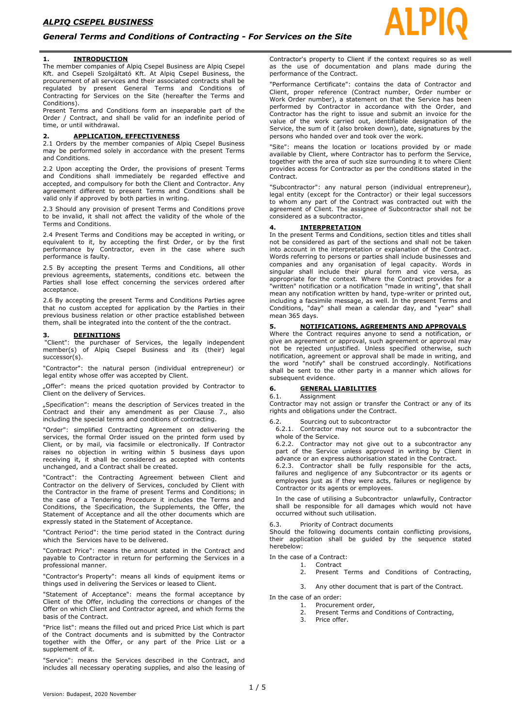# ALPIQ CSEPEL BUSINESS

## General Terms and Conditions of Contracting - For Services on the Site

### 1. INTRODUCTION

The member companies of Alpiq Csepel Business are Alpiq Csepel Kft. and Csepeli Szolgáltató Kft. At Alpiq Csepel Business, the procurement of all services and their associated contracts shall be regulated by present General Terms and Conditions of Contracting for Services on the Site (hereafter the Terms and Conditions).

Present Terms and Conditions form an inseparable part of the Order / Contract, and shall be valid for an indefinite period of time, or until withdrawal.

### 2. APPLICATION, EFFECTIVENESS

2.1 Orders by the member companies of Alpiq Csepel Business may be performed solely in accordance with the present Terms and Conditions.

2.2 Upon accepting the Order, the provisions of present Terms and Conditions shall immediately be regarded effective and accepted, and compulsory for both the Client and Contractor. Any agreement different to present Terms and Conditions shall be valid only if approved by both parties in writing.

2.3 Should any provision of present Terms and Conditions prove to be invalid, it shall not affect the validity of the whole of the Terms and Conditions.

2.4 Present Terms and Conditions may be accepted in writing, or equivalent to it, by accepting the first Order, or by the first performance by Contractor, even in the case where such performance is faulty.

2.5 By accepting the present Terms and Conditions, all other previous agreements, statements, conditions etc. between the Parties shall lose effect concerning the services ordered after acceptance.

2.6 By accepting the present Terms and Conditions Parties agree that no custom accepted for application by the Parties in their previous business relation or other practice established between them, shall be integrated into the content of the the contract.

### 3. DEFINITIONS

"Client": the purchaser of Services, the legally independent member(s) of Alpiq Csepel Business and its (their) legal successor(s).

"Contractor": the natural person (individual entrepreneur) or legal entity whose offer was accepted by Client.

„Offer": means the priced quotation provided by Contractor to Client on the delivery of Services.

„Specification": means the description of Services treated in the Contract and their any amendment as per Clause 7., also including the special terms and conditions of contracting.

"Order": simplified Contracting Agreement on delivering the services, the formal Order issued on the printed form used by Client, or by mail, via facsimile or electronically. If Contractor raises no objection in writing within 5 business days upon receiving it, it shall be considered as accepted with contents unchanged, and a Contract shall be created.

"Contract": the Contracting Agreement between Client and Contractor on the delivery of Services, concluded by Client with the Contractor in the frame of present Terms and Conditions; in the case of a Tendering Procedure it includes the Terms and Conditions, the Specification, the Supplements, the Offer, the Statement of Acceptance and all the other documents which are expressly stated in the Statement of Acceptance.

"Contract Period": the time period stated in the Contract during which the Services have to be delivered.

"Contract Price": means the amount stated in the Contract and payable to Contractor in return for performing the Services in a professional manner.

"Contractor's Property": means all kinds of equipment items or things used in delivering the Services or leased to Client.

"Statement of Acceptance": means the formal acceptance by Client of the Offer, including the corrections or changes of the Offer on which Client and Contractor agreed, and which forms the basis of the Contract.

"Price list": means the filled out and priced Price List which is part of the Contract documents and is submitted by the Contractor together with the Offer, or any part of the Price List or a supplement of it.

"Service": means the Services described in the Contract, and includes all necessary operating supplies, and also the leasing of Contractor's property to Client if the context requires so as well as the use of documentation and plans made during the performance of the Contract.

"Performance Certificate": contains the data of Contractor and Client, proper reference (Contract number, Order number or Work Order number), a statement on that the Service has been performed by Contractor in accordance with the Order, and Contractor has the right to issue and submit an invoice for the value of the work carried out, identifiable designation of the Service, the sum of it (also broken down), date, signatures by the persons who handed over and took over the work.

"Site": means the location or locations provided by or made available by Client, where Contractor has to perform the Service, together with the area of such size surrounding it to where Client provides access for Contractor as per the conditions stated in the Contract.

"Subcontractor": any natural person (individual entrepreneur), legal entity (except for the Contractor) or their legal successors to whom any part of the Contract was contracted out with the agreement of Client. The assignee of Subcontractor shall not be considered as a subcontractor.

### 4. INTERPRETATION

In the present Terms and Conditions, section titles and titles shall not be considered as part of the sections and shall not be taken into account in the interpretation or explanation of the Contract. Words referring to persons or parties shall include businesses and companies and any organisation of legal capacity. Words in singular shall include their plural form and vice versa, as appropriate for the context. Where the Contract provides for a "written" notification or a notification "made in writing", that shall mean any notification written by hand, type-writer or printed out, including a facsimile message, as well. In the present Terms and Conditions, "day" shall mean a calendar day, and "year" shall mean 365 days.

### 5. NOTIFICATIONS, AGREEMENTS AND APPROVALS

Where the Contract requires anyone to send a notification, or give an agreement or approval, such agreement or approval may not be rejected unjustified. Unless specified otherwise, such notification, agreement or approval shall be made in writing, and the word "notify" shall be construed accordingly. Notifications shall be sent to the other party in a manner which allows for subsequent evidence.

### 6. GENERAL LIABILITIES

6.1. Assignment

Contractor may not assign or transfer the Contract or any of its rights and obligations under the Contract.

6.2. Sourcing out to subcontractor

6.2.1. Contractor may not source out to a subcontractor the whole of the Service.

6.2.2. Contractor may not give out to a subcontractor any part of the Service unless approved in writing by Client in advance or an express authorisation stated in the Contract.

6.2.3. Contractor shall be fully responsible for the acts, failures and negligence of any Subcontractor or its agents or employees just as if they were acts, failures or negligence by Contractor or its agents or employees.

In the case of utilising a Subcontractor unlawfully, Contractor shall be responsible for all damages which would not have occurred without such utilisation.

6.3. Priority of Contract documents

Should the following documents contain conflicting provisions, their application shall be guided by the sequence stated herebelow:

In the case of a Contract:

1. Contract
2. Present Terms and Conditions of Contracting,
3. Any other document that is part of the Contract.

In the case of an order:

1. Procurement order,
2. Present Terms and Conditions of Contracting,
3. Price offer.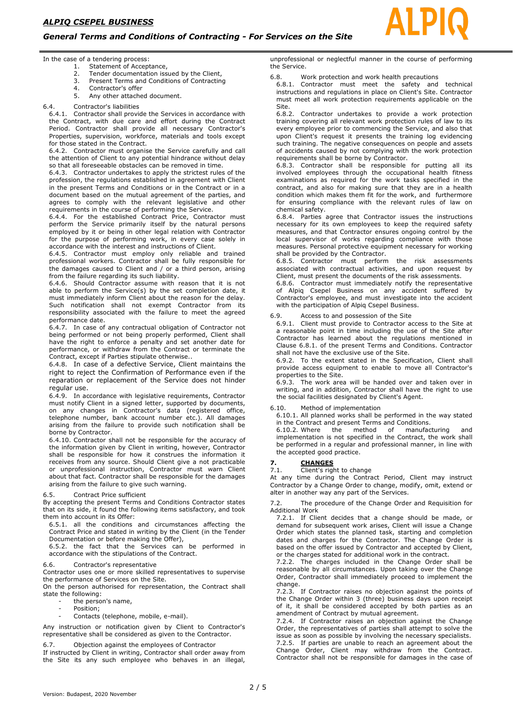In the case of a tendering process:

1. Statement of Acceptance,
2. Tender documentation issued by the Client,
3. Present Terms and Conditions of Contracting
4. Contractor's offer
5. Any other attached document.

6.4. Contractor's liabilities

6.4.1. Contractor shall provide the Services in accordance with the Contract, with due care and effort during the Contract Period. Contractor shall provide all necessary Contractor's Properties, supervision, workforce, materials and tools except for those stated in the Contract.

6.4.2. Contractor must organise the Service carefully and call the attention of Client to any potential hindrance without delay so that all foreseeable obstacles can be removed in time.

6.4.3. Contractor undertakes to apply the strictest rules of the profession, the regulations established in agreement with Client in the present Terms and Conditions or in the Contract or in a document based on the mutual agreement of the parties, and agrees to comply with the relevant legislative and other requirements in the course of performing the Service.

6.4.4. For the established Contract Price, Contractor must perform the Service primarily itself by the natural persons employed by it or being in other legal relation with Contractor for the purpose of performing work, in every case solely in accordance with the interest and instructions of Client.

6.4.5. Contractor must employ only reliable and trained professional workers. Contractor shall be fully responsible for the damages caused to Client and / or a third person, arising from the failure regarding its such liability.

6.4.6. Should Contractor assume with reason that it is not able to perform the Service(s) by the set completion date, it must immediately inform Client about the reason for the delay. Such notification shall not exempt Contractor from its responsibility associated with the failure to meet the agreed performance date.

6.4.7. In case of any contractual obligation of Contractor not being performed or not being properly performed, Client shall have the right to enforce a penalty and set another date for performance, or withdraw from the Contract or terminate the Contract, except if Parties stipulate otherwise..

6.4.8. In case of a defective Service, Client maintains the right to reject the Confirmation of Performance even if the reparation or replacement of the Service does not hinder regular use.

6.4.9. In accordance with legislative requirements, Contractor must notify Client in a signed letter, supported by documents, on any changes in Contractor's data (registered office, telephone number, bank account number etc.). All damages arising from the failure to provide such notification shall be borne by Contractor.

6.4.10. Contractor shall not be responsible for the accuracy of the information given by Client in writing, however, Contractor shall be responsible for how it construes the information it receives from any source. Should Client give a not practicable or unprofessional instruction, Contractor must warn Client about that fact. Contractor shall be responsible for the damages arising from the failure to give such warning.

6.5. Contract Price sufficient

By accepting the present Terms and Conditions Contractor states that on its side, it found the following items satisfactory, and took them into account in its Offer:

6.5.1. all the conditions and circumstances affecting the Contract Price and stated in writing by the Client (in the Tender Documentation or before making the Offer),

6.5.2. the fact that the Services can be performed in accordance with the stipulations of the Contract.

6.6. Contractor's representative

Contractor uses one or more skilled representatives to supervise the performance of Services on the Site.

On the person authorised for representation, the Contract shall state the following:

- the person's name,
- Position;
- Contacts (telephone, mobile, e-mail).

Any instruction or notification given by Client to Contractor's representative shall be considered as given to the Contractor.

6.7. Objection against the employees of Contractor

If instructed by Client in writing, Contractor shall order away from the Site its any such employee who behaves in an illegal, unprofessional or neglectful manner in the course of performing the Service.

6.8. Work protection and work health precautions

6.8.1. Contractor must meet the safety and technical instructions and regulations in place on Client's Site. Contractor must meet all work protection requirements applicable on the Site.

6.8.2. Contractor undertakes to provide a work protection training covering all relevant work protection rules of law to its every employee prior to commencing the Service, and also that upon Client's request it presents the training log evidencing such training. The negative consequences on people and assets of accidents caused by not complying with the work protection requirements shall be borne by Contractor.

6.8.3. Contractor shall be responsible for putting all its involved employees through the occupational health fitness examinations as required for the work tasks specified in the contract, and also for making sure that they are in a health condition which makes them fit for the work, and furthermore for ensuring compliance with the relevant rules of law on chemical safety.

6.8.4. Parties agree that Contractor issues the instructions necessary for its own employees to keep the required safety measures, and that Contractor ensures ongoing control by the local supervisor of works regarding compliance with those measures. Personal protective equipment necessary for working shall be provided by the Contractor.

6.8.5. Contractor must perform the risk assessments associated with contractual activities, and upon request by Client, must present the documents of the risk assessments.

6.8.6. Contractor must immediately notify the representative of Alpiq Csepel Business on any accident suffered by Contractor's employee, and must investigate into the accident with the participation of Alpiq Csepel Business.

6.9. Access to and possession of the Site

6.9.1. Client must provide to Contractor access to the Site at a reasonable point in time including the use of the Site after Contractor has learned about the regulations mentioned in Clause 6.8.1. of the present Terms and Conditions. Contractor shall not have the exclusive use of the Site.

6.9.2. To the extent stated in the Specification, Client shall provide access equipment to enable to move all Contractor's properties to the Site.

6.9.3. The work area will be handed over and taken over in writing, and in addition, Contractor shall have the right to use the social facilities designated by Client's Agent.

6.10. Method of implementation

6.10.1. All planned works shall be performed in the way stated in the Contract and present Terms and Conditions.

6.10.2. Where the method of manufacturing and implementation is not specified in the Contract, the work shall be performed in a regular and professional manner, in line with the accepted good practice.

## 7. CHANGES

7.1. Client's right to change

At any time during the Contract Period, Client may instruct Contractor by a Change Order to change, modify, omit, extend or alter in another way any part of the Services.

7.2. The procedure of the Change Order and Requisition for Additional Work

7.2.1. If Client decides that a change should be made, or demand for subsequent work arises, Client will issue a Change Order which states the planned task, starting and completion dates and charges for the Contractor. The Change Order is based on the offer issued by Contractor and accepted by Client, or the charges stated for additional work in the contract.

7.2.2. The charges included in the Change Order shall be reasonable by all circumstances. Upon taking over the Change Order, Contractor shall immediately proceed to implement the change.

7.2.3. If Contractor raises no objection against the points of the Change Order within 3 (three) business days upon receipt of it, it shall be considered accepted by both parties as an amendment of Contract by mutual agreement.

7.2.4. If Contractor raises an objection against the Change Order, the representatives of parties shall attempt to solve the issue as soon as possible by involving the necessary specialists.

7.2.5. If parties are unable to reach an agreement about the Change Order, Client may withdraw from the Contract. Contractor shall not be responsible for damages in the case of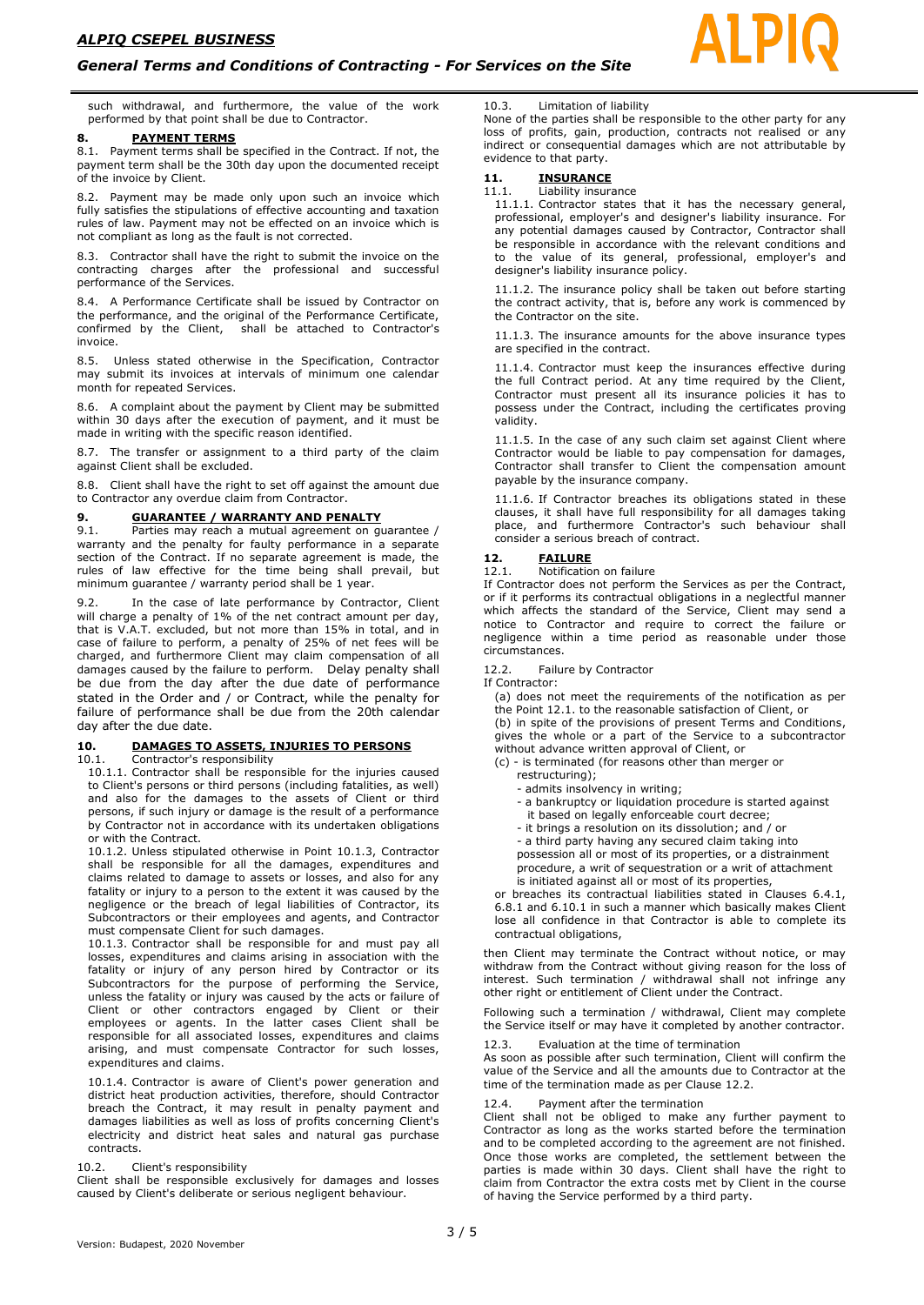such withdrawal, and furthermore, the value of the work performed by that point shall be due to Contractor.

## 8. PAYMENT TERMS

8.1. Payment terms shall be specified in the Contract. If not, the payment term shall be the 30th day upon the documented receipt of the invoice by Client.

8.2. Payment may be made only upon such an invoice which fully satisfies the stipulations of effective accounting and taxation rules of law. Payment may not be effected on an invoice which is not compliant as long as the fault is not corrected.

8.3. Contractor shall have the right to submit the invoice on the contracting charges after the professional and successful performance of the Services.

8.4. A Performance Certificate shall be issued by Contractor on the performance, and the original of the Performance Certificate, confirmed by the Client, shall be attached to Contractor's invoice.

8.5. Unless stated otherwise in the Specification, Contractor may submit its invoices at intervals of minimum one calendar month for repeated Services.

8.6. A complaint about the payment by Client may be submitted within 30 days after the execution of payment, and it must be made in writing with the specific reason identified.

8.7. The transfer or assignment to a third party of the claim against Client shall be excluded.

8.8. Client shall have the right to set off against the amount due to Contractor any overdue claim from Contractor.

## 9. GUARANTEE / WARRANTY AND PENALTY

9.1. Parties may reach a mutual agreement on guarantee / warranty and the penalty for faulty performance in a separate section of the Contract. If no separate agreement is made, the rules of law effective for the time being shall prevail, but minimum guarantee / warranty period shall be 1 year.

9.2. In the case of late performance by Contractor, Client will charge a penalty of 1% of the net contract amount per day, that is V.A.T. excluded, but not more than 15% in total, and in case of failure to perform, a penalty of 25% of net fees will be charged, and furthermore Client may claim compensation of all damages caused by the failure to perform. Delay penalty shall be due from the day after the due date of performance stated in the Order and / or Contract, while the penalty for failure of performance shall be due from the 20th calendar day after the due date.

## 10. DAMAGES TO ASSETS, INJURIES TO PERSONS

10.1. Contractor's responsibility

10.1.1. Contractor shall be responsible for the injuries caused to Client's persons or third persons (including fatalities, as well) and also for the damages to the assets of Client or third persons, if such injury or damage is the result of a performance by Contractor not in accordance with its undertaken obligations or with the Contract.

10.1.2. Unless stipulated otherwise in Point 10.1.3, Contractor shall be responsible for all the damages, expenditures and claims related to damage to assets or losses, and also for any fatality or injury to a person to the extent it was caused by the negligence or the breach of legal liabilities of Contractor, its Subcontractors or their employees and agents, and Contractor must compensate Client for such damages.

10.1.3. Contractor shall be responsible for and must pay all losses, expenditures and claims arising in association with the fatality or injury of any person hired by Contractor or its Subcontractors for the purpose of performing the Service, unless the fatality or injury was caused by the acts or failure of Client or other contractors engaged by Client or their employees or agents. In the latter cases Client shall be responsible for all associated losses, expenditures and claims arising, and must compensate Contractor for such losses, expenditures and claims.

10.1.4. Contractor is aware of Client's power generation and district heat production activities, therefore, should Contractor breach the Contract, it may result in penalty payment and damages liabilities as well as loss of profits concerning Client's electricity and district heat sales and natural gas purchase contracts.

10.2. Client's responsibility

Client shall be responsible exclusively for damages and losses caused by Client's deliberate or serious negligent behaviour.

10.3. Limitation of liability

None of the parties shall be responsible to the other party for any loss of profits, gain, production, contracts not realised or any indirect or consequential damages which are not attributable by evidence to that party.

## 11. INSURANCE

11.1. Liability insurance

11.1.1. Contractor states that it has the necessary general, professional, employer's and designer's liability insurance. For any potential damages caused by Contractor, Contractor shall be responsible in accordance with the relevant conditions and to the value of its general, professional, employer's and designer's liability insurance policy.

11.1.2. The insurance policy shall be taken out before starting the contract activity, that is, before any work is commenced by the Contractor on the site.

11.1.3. The insurance amounts for the above insurance types are specified in the contract.

11.1.4. Contractor must keep the insurances effective during the full Contract period. At any time required by the Client, Contractor must present all its insurance policies it has to possess under the Contract, including the certificates proving validity.

11.1.5. In the case of any such claim set against Client where Contractor would be liable to pay compensation for damages, Contractor shall transfer to Client the compensation amount payable by the insurance company.

11.1.6. If Contractor breaches its obligations stated in these clauses, it shall have full responsibility for all damages taking place, and furthermore Contractor's such behaviour shall consider a serious breach of contract.

## 12. FAILURE

12.1. Notification on failure

If Contractor does not perform the Services as per the Contract, or if it performs its contractual obligations in a neglectful manner which affects the standard of the Service, Client may send a notice to Contractor and require to correct the failure or negligence within a time period as reasonable under those circumstances.

12.2. Failure by Contractor

If Contractor:

(a) does not meet the requirements of the notification as per the Point 12.1. to the reasonable satisfaction of Client, or

(b) in spite of the provisions of present Terms and Conditions, gives the whole or a part of the Service to a subcontractor without advance written approval of Client, or

(c) - is terminated (for reasons other than merger or restructuring);
- admits insolvency in writing;
- a bankruptcy or liquidation procedure is started against it based on legally enforceable court decree;
- it brings a resolution on its dissolution; and / or
- a third party having any secured claim taking into possession all or most of its properties, or a distrainment procedure, a writ of sequestration or a writ of attachment is initiated against all or most of its properties,

or breaches its contractual liabilities stated in Clauses 6.4.1, 6.8.1 and 6.10.1 in such a manner which basically makes Client lose all confidence in that Contractor is able to complete its contractual obligations,

then Client may terminate the Contract without notice, or may withdraw from the Contract without giving reason for the loss of interest. Such termination / withdrawal shall not infringe any other right or entitlement of Client under the Contract.

Following such a termination / withdrawal, Client may complete the Service itself or may have it completed by another contractor.

12.3. Evaluation at the time of termination

As soon as possible after such termination, Client will confirm the value of the Service and all the amounts due to Contractor at the time of the termination made as per Clause 12.2.

12.4. Payment after the termination

Client shall not be obliged to make any further payment to Contractor as long as the works started before the termination and to be completed according to the agreement are not finished. Once those works are completed, the settlement between the parties is made within 30 days. Client shall have the right to claim from Contractor the extra costs met by Client in the course of having the Service performed by a third party.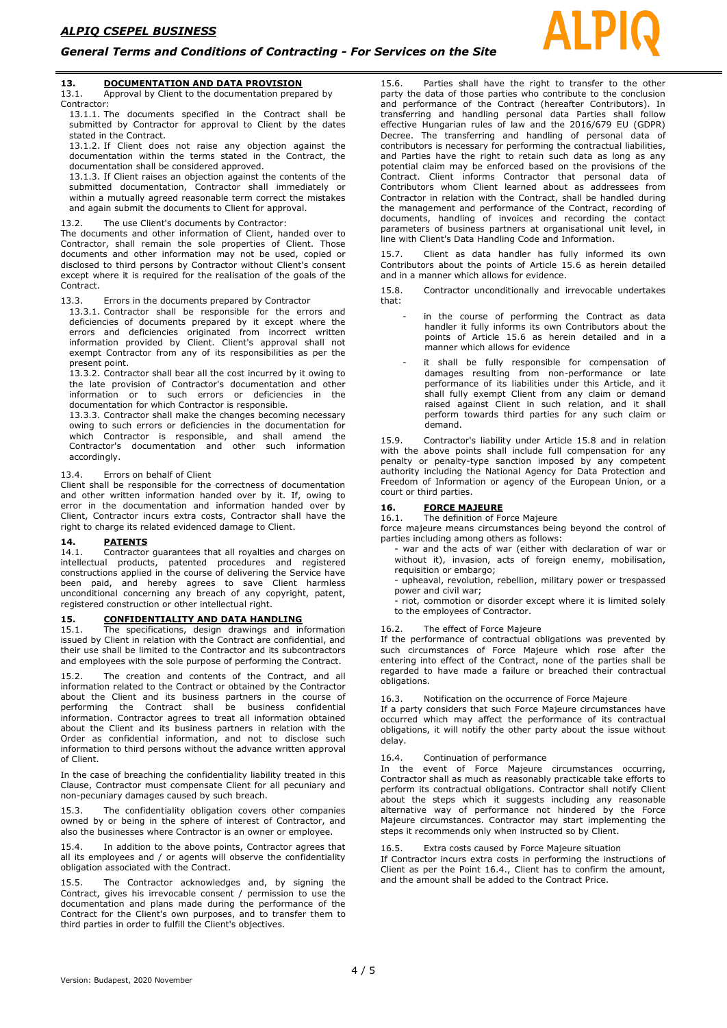## 13. DOCUMENTATION AND DATA PROVISION

13.1. Approval by Client to the documentation prepared by Contractor:

13.1.1. The documents specified in the Contract shall be submitted by Contractor for approval to Client by the dates stated in the Contract.

13.1.2. If Client does not raise any objection against the documentation within the terms stated in the Contract, the documentation shall be considered approved.

13.1.3. If Client raises an objection against the contents of the submitted documentation, Contractor shall immediately or within a mutually agreed reasonable term correct the mistakes and again submit the documents to Client for approval.

13.2. The use Client's documents by Contractor:

The documents and other information of Client, handed over to Contractor, shall remain the sole properties of Client. Those documents and other information may not be used, copied or disclosed to third persons by Contractor without Client's consent except where it is required for the realisation of the goals of the Contract.

13.3. Errors in the documents prepared by Contractor

13.3.1. Contractor shall be responsible for the errors and deficiencies of documents prepared by it except where the errors and deficiencies originated from incorrect written information provided by Client. Client's approval shall not exempt Contractor from any of its responsibilities as per the present point.

13.3.2. Contractor shall bear all the cost incurred by it owing to the late provision of Contractor's documentation and other information or to such errors or deficiencies in the documentation for which Contractor is responsible.

13.3.3. Contractor shall make the changes becoming necessary owing to such errors or deficiencies in the documentation for which Contractor is responsible, and shall amend the Contractor's documentation and other such information accordingly.

13.4. Errors on behalf of Client

Client shall be responsible for the correctness of documentation and other written information handed over by it. If, owing to error in the documentation and information handed over by Client, Contractor incurs extra costs, Contractor shall have the right to charge its related evidenced damage to Client.

## 14. PATENTS

14.1. Contractor guarantees that all royalties and charges on intellectual products, patented procedures and registered constructions applied in the course of delivering the Service have been paid, and hereby agrees to save Client harmless unconditional concerning any breach of any copyright, patent, registered construction or other intellectual right.

## 15. CONFIDENTIALITY AND DATA HANDLING

15.1. The specifications, design drawings and information issued by Client in relation with the Contract are confidential, and their use shall be limited to the Contractor and its subcontractors and employees with the sole purpose of performing the Contract.

15.2. The creation and contents of the Contract, and all information related to the Contract or obtained by the Contractor about the Client and its business partners in the course of performing the Contract shall be business confidential information. Contractor agrees to treat all information obtained about the Client and its business partners in relation with the Order as confidential information, and not to disclose such information to third persons without the advance written approval of Client.

In the case of breaching the confidentiality liability treated in this Clause, Contractor must compensate Client for all pecuniary and non-pecuniary damages caused by such breach.

15.3. The confidentiality obligation covers other companies owned by or being in the sphere of interest of Contractor, and also the businesses where Contractor is an owner or employee.

15.4. In addition to the above points, Contractor agrees that all its employees and / or agents will observe the confidentiality obligation associated with the Contract.

15.5. The Contractor acknowledges and, by signing the Contract, gives his irrevocable consent / permission to use the documentation and plans made during the performance of the Contract for the Client's own purposes, and to transfer them to third parties in order to fulfill the Client's objectives.

15.6. Parties shall have the right to transfer to the other party the data of those parties who contribute to the conclusion and performance of the Contract (hereafter Contributors). In transferring and handling personal data Parties shall follow effective Hungarian rules of law and the 2016/679 EU (GDPR) Decree. The transferring and handling of personal data of contributors is necessary for performing the contractual liabilities, and Parties have the right to retain such data as long as any potential claim may be enforced based on the provisions of the Contract. Client informs Contractor that personal data of Contributors whom Client learned about as addressees from Contractor in relation with the Contract, shall be handled during the management and performance of the Contract, recording of documents, handling of invoices and recording the contact parameters of business partners at organisational unit level, in line with Client's Data Handling Code and Information.

15.7. Client as data handler has fully informed its own Contributors about the points of Article 15.6 as herein detailed and in a manner which allows for evidence.

15.8. Contractor unconditionally and irrevocable undertakes that:

- in the course of performing the Contract as data handler it fully informs its own Contributors about the points of Article 15.6 as herein detailed and in a manner which allows for evidence
- it shall be fully responsible for compensation of damages resulting from non-performance or late performance of its liabilities under this Article, and it shall fully exempt Client from any claim or demand raised against Client in such relation, and it shall perform towards third parties for any such claim or demand.

15.9. Contractor's liability under Article 15.8 and in relation with the above points shall include full compensation for any penalty or penalty-type sanction imposed by any competent authority including the National Agency for Data Protection and Freedom of Information or agency of the European Union, or a court or third parties.

## 16. FORCE MAJEURE

16.1. The definition of Force Majeure

force majeure means circumstances being beyond the control of parties including among others as follows:

- war and the acts of war (either with declaration of war or without it), invasion, acts of foreign enemy, mobilisation, requisition or embargo;
- upheaval, revolution, rebellion, military power or trespassed power and civil war;
- riot, commotion or disorder except where it is limited solely to the employees of Contractor.

16.2. The effect of Force Majeure

If the performance of contractual obligations was prevented by such circumstances of Force Majeure which rose after the entering into effect of the Contract, none of the parties shall be regarded to have made a failure or breached their contractual obligations.

16.3. Notification on the occurrence of Force Majeure

If a party considers that such Force Majeure circumstances have occurred which may affect the performance of its contractual obligations, it will notify the other party about the issue without delay.

16.4. Continuation of performance

In the event of Force Majeure circumstances occurring, Contractor shall as much as reasonably practicable take efforts to perform its contractual obligations. Contractor shall notify Client about the steps which it suggests including any reasonable alternative way of performance not hindered by the Force Majeure circumstances. Contractor may start implementing the steps it recommends only when instructed so by Client.

16.5. Extra costs caused by Force Majeure situation

If Contractor incurs extra costs in performing the instructions of Client as per the Point 16.4., Client has to confirm the amount, and the amount shall be added to the Contract Price.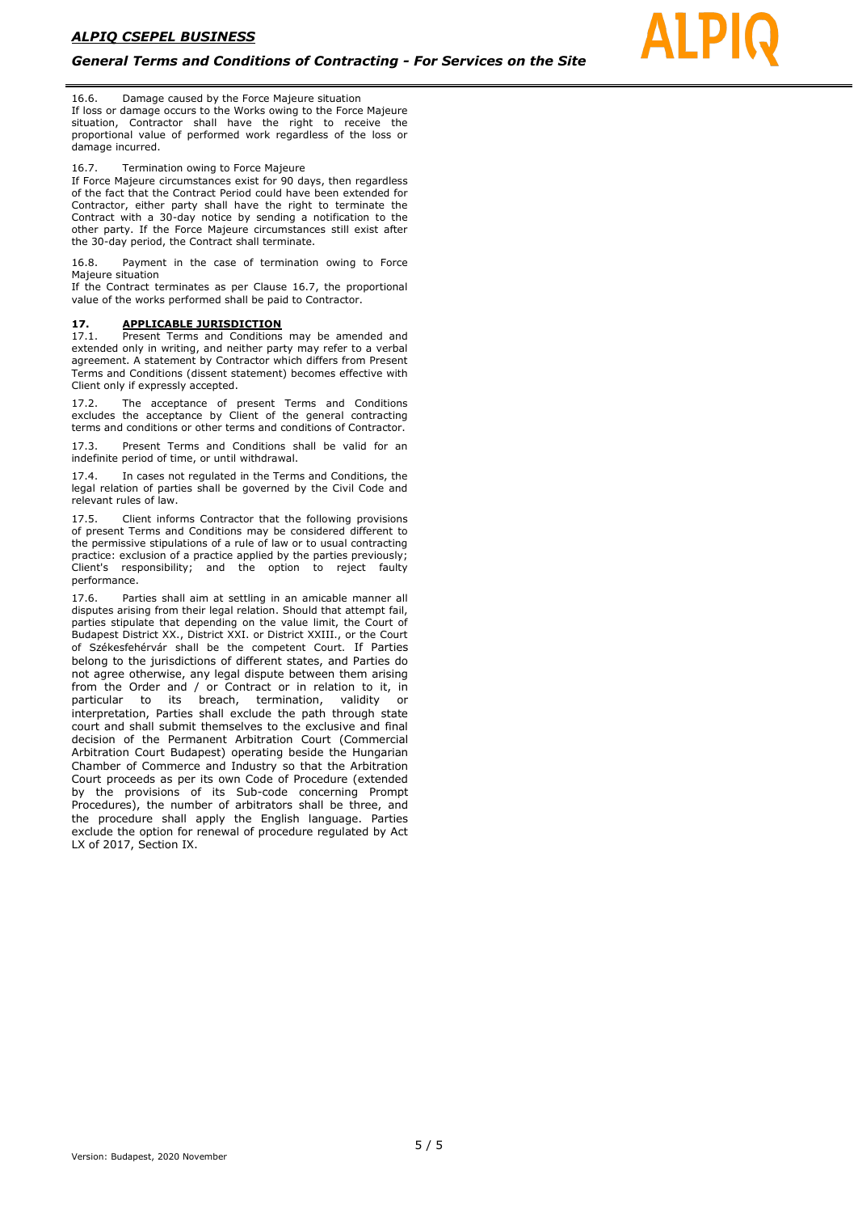16.6. Damage caused by the Force Majeure situation

If loss or damage occurs to the Works owing to the Force Majeure situation, Contractor shall have the right to receive the proportional value of performed work regardless of the loss or damage incurred.

16.7. Termination owing to Force Majeure

If Force Majeure circumstances exist for 90 days, then regardless of the fact that the Contract Period could have been extended for Contractor, either party shall have the right to terminate the Contract with a 30-day notice by sending a notification to the other party. If the Force Majeure circumstances still exist after the 30-day period, the Contract shall terminate.

16.8. Payment in the case of termination owing to Force Majeure situation

If the Contract terminates as per Clause 16.7, the proportional value of the works performed shall be paid to Contractor.

## 17. APPLICABLE JURISDICTION

17.1. Present Terms and Conditions may be amended and extended only in writing, and neither party may refer to a verbal agreement. A statement by Contractor which differs from Present Terms and Conditions (dissent statement) becomes effective with Client only if expressly accepted.

17.2. The acceptance of present Terms and Conditions excludes the acceptance by Client of the general contracting terms and conditions or other terms and conditions of Contractor.

17.3. Present Terms and Conditions shall be valid for an indefinite period of time, or until withdrawal.

17.4. In cases not regulated in the Terms and Conditions, the legal relation of parties shall be governed by the Civil Code and relevant rules of law.

17.5. Client informs Contractor that the following provisions of present Terms and Conditions may be considered different to the permissive stipulations of a rule of law or to usual contracting practice: exclusion of a practice applied by the parties previously; Client's responsibility; and the option to reject faulty performance.

17.6. Parties shall aim at settling in an amicable manner all disputes arising from their legal relation. Should that attempt fail, parties stipulate that depending on the value limit, the Court of Budapest District XX., District XXI. or District XXIII., or the Court of Székesfehérvár shall be the competent Court. If Parties belong to the jurisdictions of different states, and Parties do not agree otherwise, any legal dispute between them arising from the Order and / or Contract or in relation to it, in particular to its breach, termination, validity or interpretation, Parties shall exclude the path through state court and shall submit themselves to the exclusive and final decision of the Permanent Arbitration Court (Commercial Arbitration Court Budapest) operating beside the Hungarian Chamber of Commerce and Industry so that the Arbitration Court proceeds as per its own Code of Procedure (extended by the provisions of its Sub-code concerning Prompt Procedures), the number of arbitrators shall be three, and the procedure shall apply the English language. Parties exclude the option for renewal of procedure regulated by Act LX of 2017, Section IX.

Version: Budapest, 2020 November